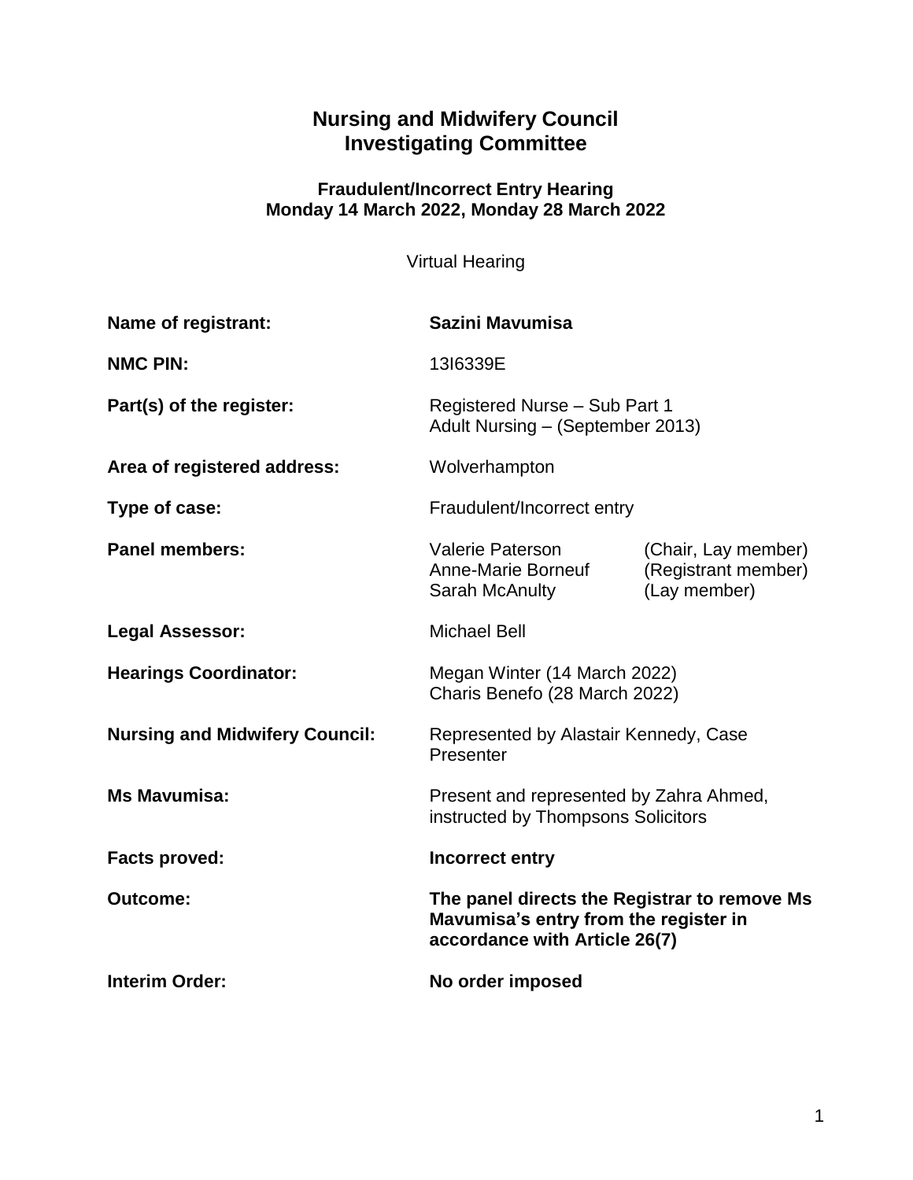# Nursing and Midwifery Council
# Investigating Committee

### Fraudulent/Incorrect Entry Hearing
### Monday 14 March 2022, Monday 28 March 2022

Virtual Hearing

| | |
|---|---|
| **Name of registrant:** | **Sazini Mavumisa** |
| **NMC PIN:** | 13I6339E |
| **Part(s) of the register:** | Registered Nurse – Sub Part 1<br>Adult Nursing – (September 2013) |
| **Area of registered address:** | Wolverhampton |
| **Type of case:** | Fraudulent/Incorrect entry |
| **Panel members:** | Valerie Paterson (Chair, Lay member)<br>Anne-Marie Borneuf (Registrant member)<br>Sarah McAnulty (Lay member) |
| **Legal Assessor:** | Michael Bell |
| **Hearings Coordinator:** | Megan Winter (14 March 2022)<br>Charis Benefo (28 March 2022) |
| **Nursing and Midwifery Council:** | Represented by Alastair Kennedy, Case Presenter |
| **Ms Mavumisa:** | Present and represented by Zahra Ahmed, instructed by Thompsons Solicitors |
| **Facts proved:** | **Incorrect entry** |
| **Outcome:** | **The panel directs the Registrar to remove Ms Mavumisa's entry from the register in accordance with Article 26(7)** |
| **Interim Order:** | **No order imposed** |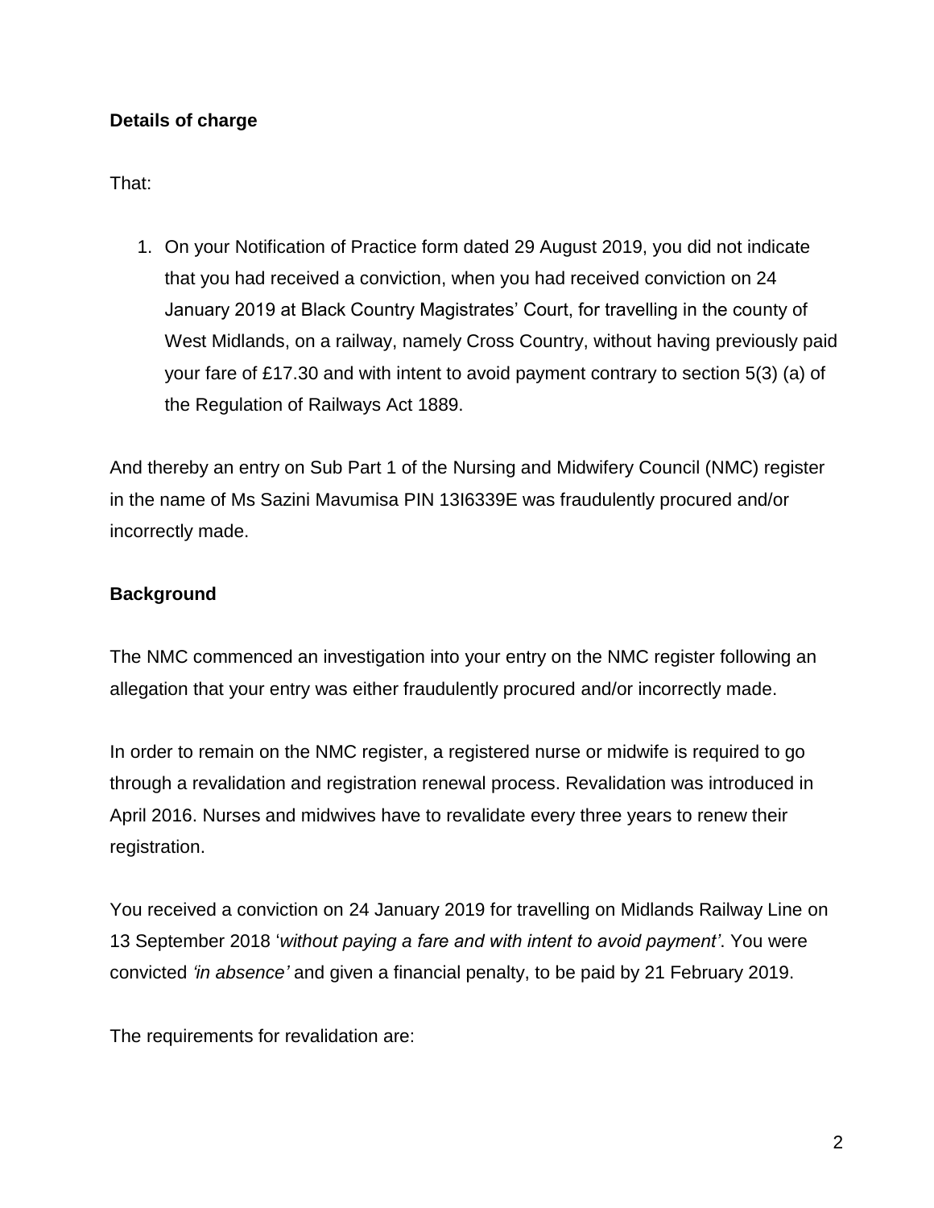**Details of charge**

That:

1. On your Notification of Practice form dated 29 August 2019, you did not indicate that you had received a conviction, when you had received conviction on 24 January 2019 at Black Country Magistrates' Court, for travelling in the county of West Midlands, on a railway, namely Cross Country, without having previously paid your fare of £17.30 and with intent to avoid payment contrary to section 5(3) (a) of the Regulation of Railways Act 1889.

And thereby an entry on Sub Part 1 of the Nursing and Midwifery Council (NMC) register in the name of Ms Sazini Mavumisa PIN 13I6339E was fraudulently procured and/or incorrectly made.

**Background**

The NMC commenced an investigation into your entry on the NMC register following an allegation that your entry was either fraudulently procured and/or incorrectly made.

In order to remain on the NMC register, a registered nurse or midwife is required to go through a revalidation and registration renewal process. Revalidation was introduced in April 2016. Nurses and midwives have to revalidate every three years to renew their registration.

You received a conviction on 24 January 2019 for travelling on Midlands Railway Line on 13 September 2018 '*without paying a fare and with intent to avoid payment'*. You were convicted *'in absence'* and given a financial penalty, to be paid by 21 February 2019.

The requirements for revalidation are: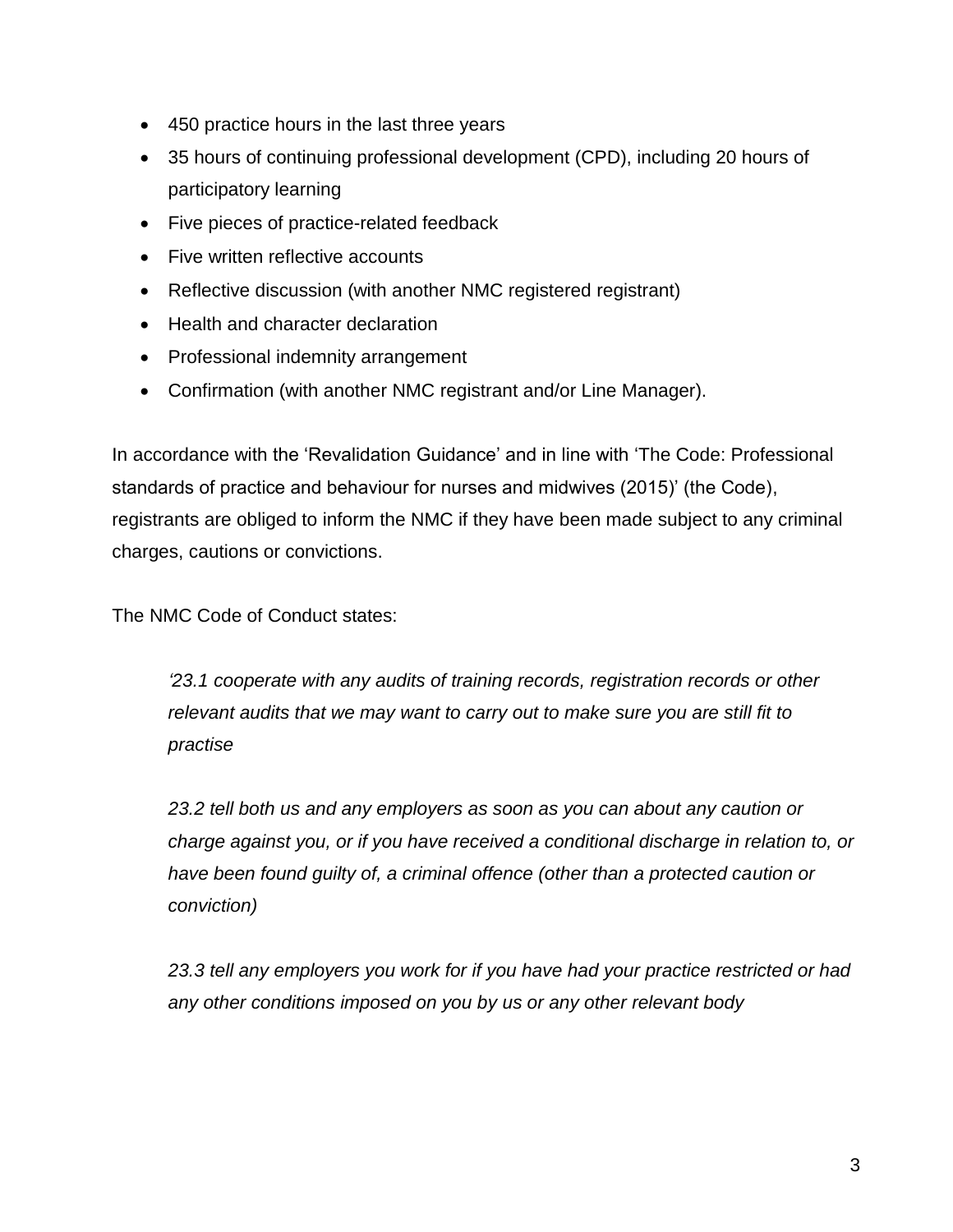- 450 practice hours in the last three years
- 35 hours of continuing professional development (CPD), including 20 hours of participatory learning
- Five pieces of practice-related feedback
- Five written reflective accounts
- Reflective discussion (with another NMC registered registrant)
- Health and character declaration
- Professional indemnity arrangement
- Confirmation (with another NMC registrant and/or Line Manager).

In accordance with the 'Revalidation Guidance' and in line with 'The Code: Professional standards of practice and behaviour for nurses and midwives (2015)' (the Code), registrants are obliged to inform the NMC if they have been made subject to any criminal charges, cautions or convictions.

The NMC Code of Conduct states:

> *'23.1 cooperate with any audits of training records, registration records or other relevant audits that we may want to carry out to make sure you are still fit to practise*
>
> *23.2 tell both us and any employers as soon as you can about any caution or charge against you, or if you have received a conditional discharge in relation to, or have been found guilty of, a criminal offence (other than a protected caution or conviction)*
>
> *23.3 tell any employers you work for if you have had your practice restricted or had any other conditions imposed on you by us or any other relevant body*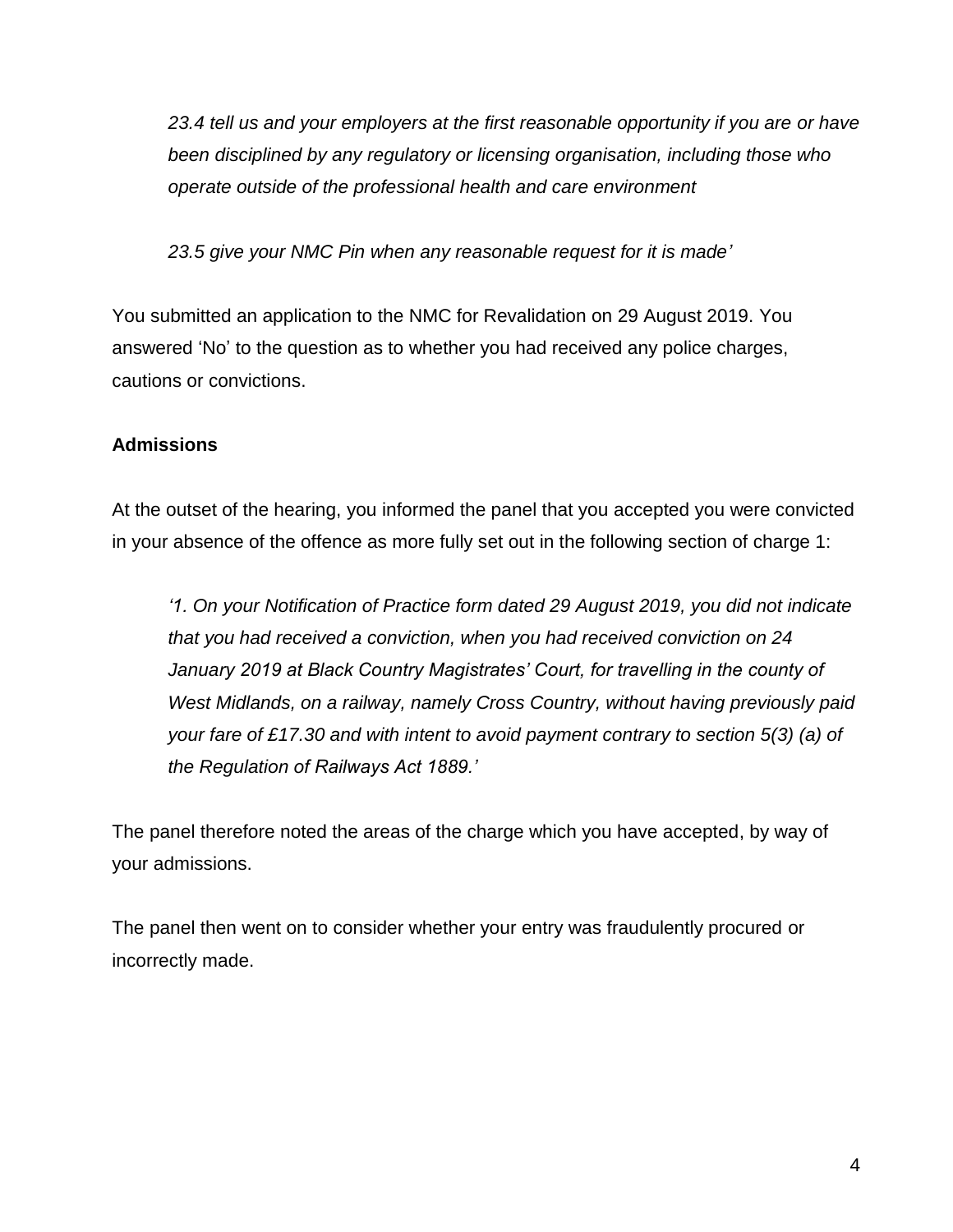*23.4 tell us and your employers at the first reasonable opportunity if you are or have been disciplined by any regulatory or licensing organisation, including those who operate outside of the professional health and care environment*

*23.5 give your NMC Pin when any reasonable request for it is made'*

You submitted an application to the NMC for Revalidation on 29 August 2019. You answered 'No' to the question as to whether you had received any police charges, cautions or convictions.

**Admissions**

At the outset of the hearing, you informed the panel that you accepted you were convicted in your absence of the offence as more fully set out in the following section of charge 1:

*'1. On your Notification of Practice form dated 29 August 2019, you did not indicate that you had received a conviction, when you had received conviction on 24 January 2019 at Black Country Magistrates' Court, for travelling in the county of West Midlands, on a railway, namely Cross Country, without having previously paid your fare of £17.30 and with intent to avoid payment contrary to section 5(3) (a) of the Regulation of Railways Act 1889.'*

The panel therefore noted the areas of the charge which you have accepted, by way of your admissions.

The panel then went on to consider whether your entry was fraudulently procured or incorrectly made.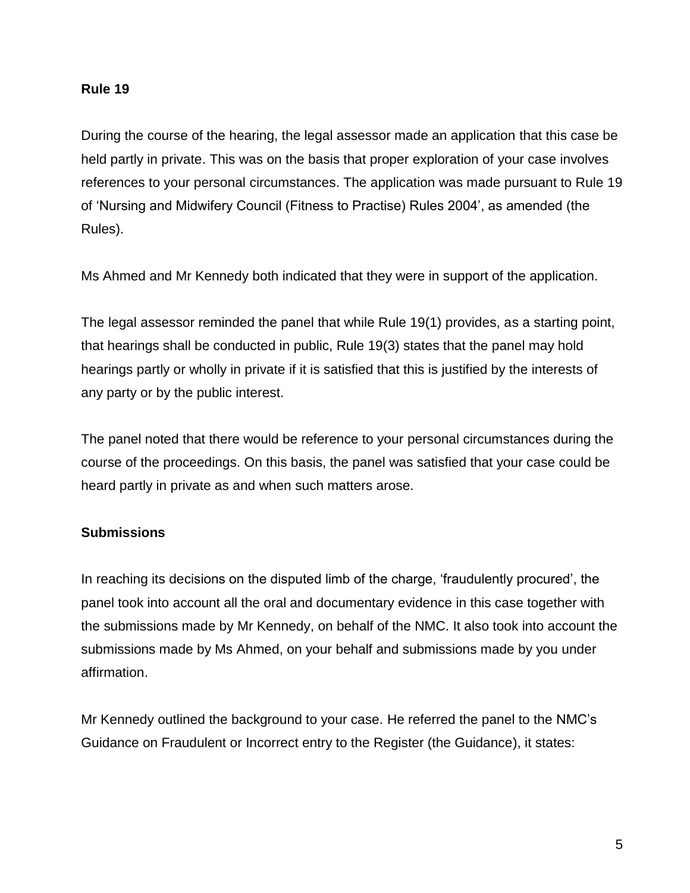**Rule 19**

During the course of the hearing, the legal assessor made an application that this case be held partly in private. This was on the basis that proper exploration of your case involves references to your personal circumstances. The application was made pursuant to Rule 19 of 'Nursing and Midwifery Council (Fitness to Practise) Rules 2004', as amended (the Rules).

Ms Ahmed and Mr Kennedy both indicated that they were in support of the application.

The legal assessor reminded the panel that while Rule 19(1) provides, as a starting point, that hearings shall be conducted in public, Rule 19(3) states that the panel may hold hearings partly or wholly in private if it is satisfied that this is justified by the interests of any party or by the public interest.

The panel noted that there would be reference to your personal circumstances during the course of the proceedings. On this basis, the panel was satisfied that your case could be heard partly in private as and when such matters arose.

**Submissions**

In reaching its decisions on the disputed limb of the charge, 'fraudulently procured', the panel took into account all the oral and documentary evidence in this case together with the submissions made by Mr Kennedy, on behalf of the NMC. It also took into account the submissions made by Ms Ahmed, on your behalf and submissions made by you under affirmation.

Mr Kennedy outlined the background to your case. He referred the panel to the NMC's Guidance on Fraudulent or Incorrect entry to the Register (the Guidance), it states: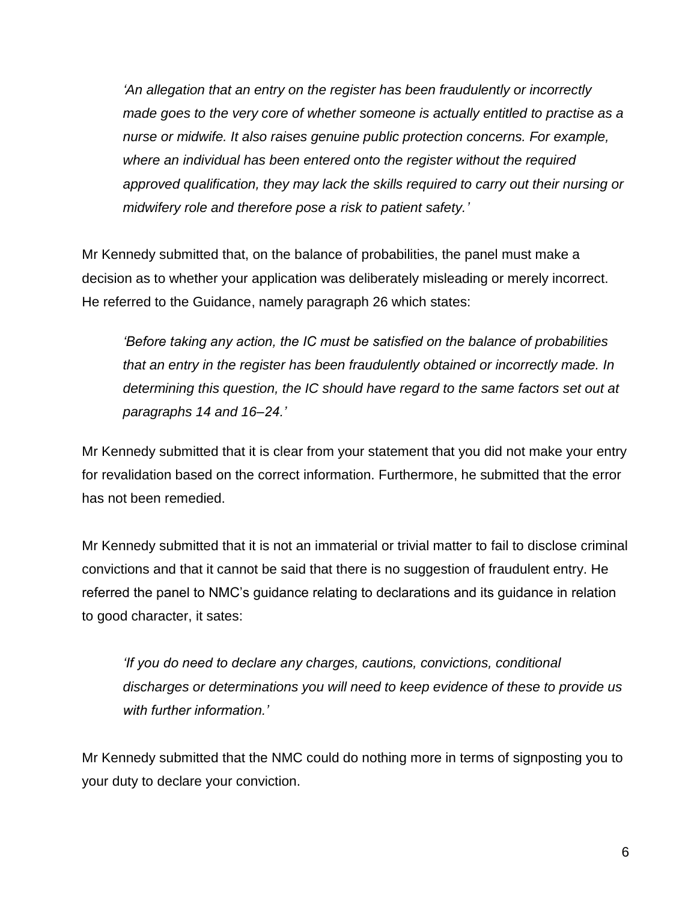> *'An allegation that an entry on the register has been fraudulently or incorrectly made goes to the very core of whether someone is actually entitled to practise as a nurse or midwife. It also raises genuine public protection concerns. For example, where an individual has been entered onto the register without the required approved qualification, they may lack the skills required to carry out their nursing or midwifery role and therefore pose a risk to patient safety.'*

Mr Kennedy submitted that, on the balance of probabilities, the panel must make a decision as to whether your application was deliberately misleading or merely incorrect. He referred to the Guidance, namely paragraph 26 which states:

> *'Before taking any action, the IC must be satisfied on the balance of probabilities that an entry in the register has been fraudulently obtained or incorrectly made. In determining this question, the IC should have regard to the same factors set out at paragraphs 14 and 16–24.'*

Mr Kennedy submitted that it is clear from your statement that you did not make your entry for revalidation based on the correct information. Furthermore, he submitted that the error has not been remedied.

Mr Kennedy submitted that it is not an immaterial or trivial matter to fail to disclose criminal convictions and that it cannot be said that there is no suggestion of fraudulent entry. He referred the panel to NMC's guidance relating to declarations and its guidance in relation to good character, it sates:

> *'If you do need to declare any charges, cautions, convictions, conditional discharges or determinations you will need to keep evidence of these to provide us with further information.'*

Mr Kennedy submitted that the NMC could do nothing more in terms of signposting you to your duty to declare your conviction.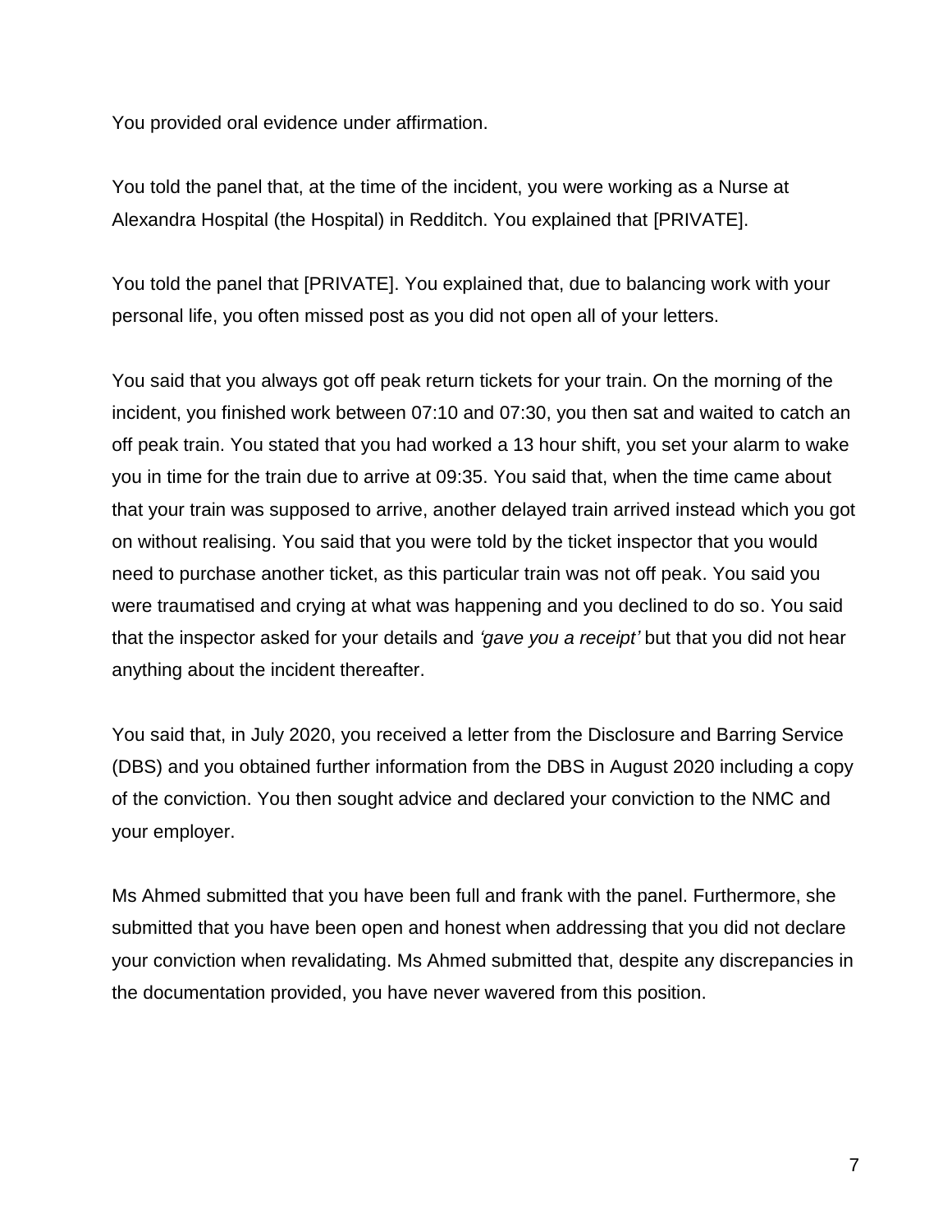You provided oral evidence under affirmation.

You told the panel that, at the time of the incident, you were working as a Nurse at Alexandra Hospital (the Hospital) in Redditch. You explained that [PRIVATE].

You told the panel that [PRIVATE]. You explained that, due to balancing work with your personal life, you often missed post as you did not open all of your letters.

You said that you always got off peak return tickets for your train. On the morning of the incident, you finished work between 07:10 and 07:30, you then sat and waited to catch an off peak train. You stated that you had worked a 13 hour shift, you set your alarm to wake you in time for the train due to arrive at 09:35. You said that, when the time came about that your train was supposed to arrive, another delayed train arrived instead which you got on without realising. You said that you were told by the ticket inspector that you would need to purchase another ticket, as this particular train was not off peak. You said you were traumatised and crying at what was happening and you declined to do so. You said that the inspector asked for your details and *'gave you a receipt'* but that you did not hear anything about the incident thereafter.

You said that, in July 2020, you received a letter from the Disclosure and Barring Service (DBS) and you obtained further information from the DBS in August 2020 including a copy of the conviction. You then sought advice and declared your conviction to the NMC and your employer.

Ms Ahmed submitted that you have been full and frank with the panel. Furthermore, she submitted that you have been open and honest when addressing that you did not declare your conviction when revalidating. Ms Ahmed submitted that, despite any discrepancies in the documentation provided, you have never wavered from this position.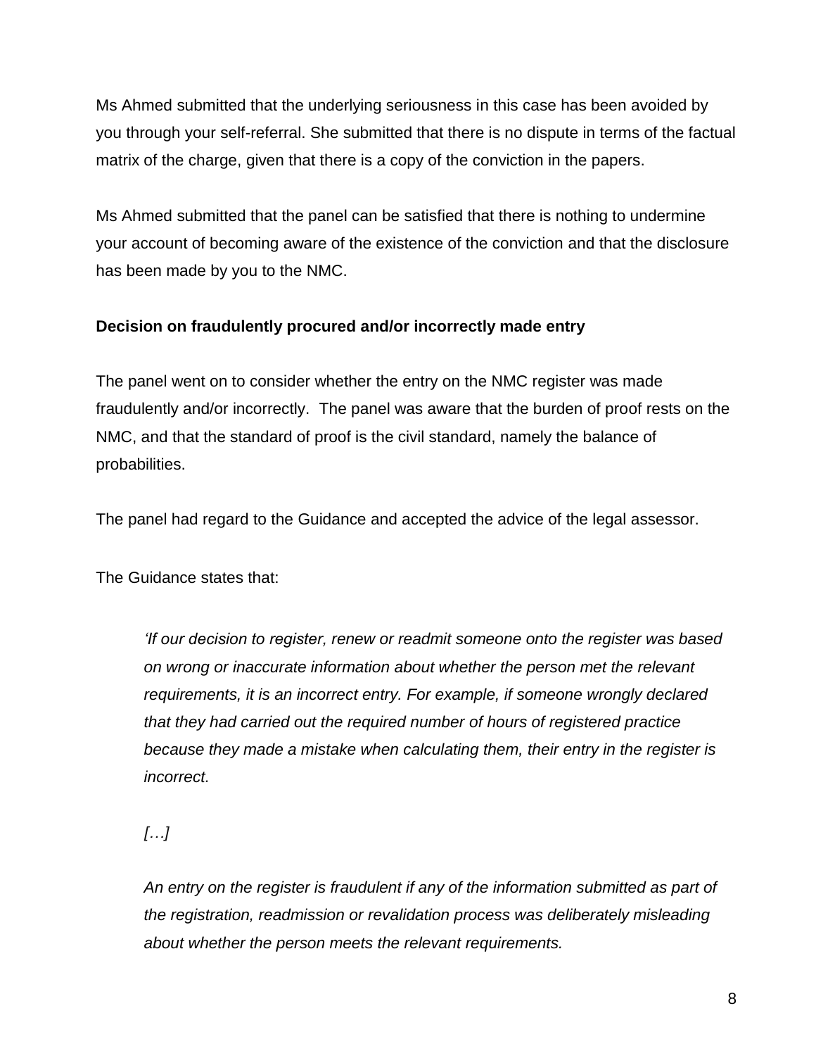Ms Ahmed submitted that the underlying seriousness in this case has been avoided by you through your self-referral. She submitted that there is no dispute in terms of the factual matrix of the charge, given that there is a copy of the conviction in the papers.

Ms Ahmed submitted that the panel can be satisfied that there is nothing to undermine your account of becoming aware of the existence of the conviction and that the disclosure has been made by you to the NMC.

**Decision on fraudulently procured and/or incorrectly made entry**

The panel went on to consider whether the entry on the NMC register was made fraudulently and/or incorrectly. The panel was aware that the burden of proof rests on the NMC, and that the standard of proof is the civil standard, namely the balance of probabilities.

The panel had regard to the Guidance and accepted the advice of the legal assessor.

The Guidance states that:

> *'If our decision to register, renew or readmit someone onto the register was based on wrong or inaccurate information about whether the person met the relevant requirements, it is an incorrect entry. For example, if someone wrongly declared that they had carried out the required number of hours of registered practice because they made a mistake when calculating them, their entry in the register is incorrect.*
>
> *[…]*
>
> *An entry on the register is fraudulent if any of the information submitted as part of the registration, readmission or revalidation process was deliberately misleading about whether the person meets the relevant requirements.*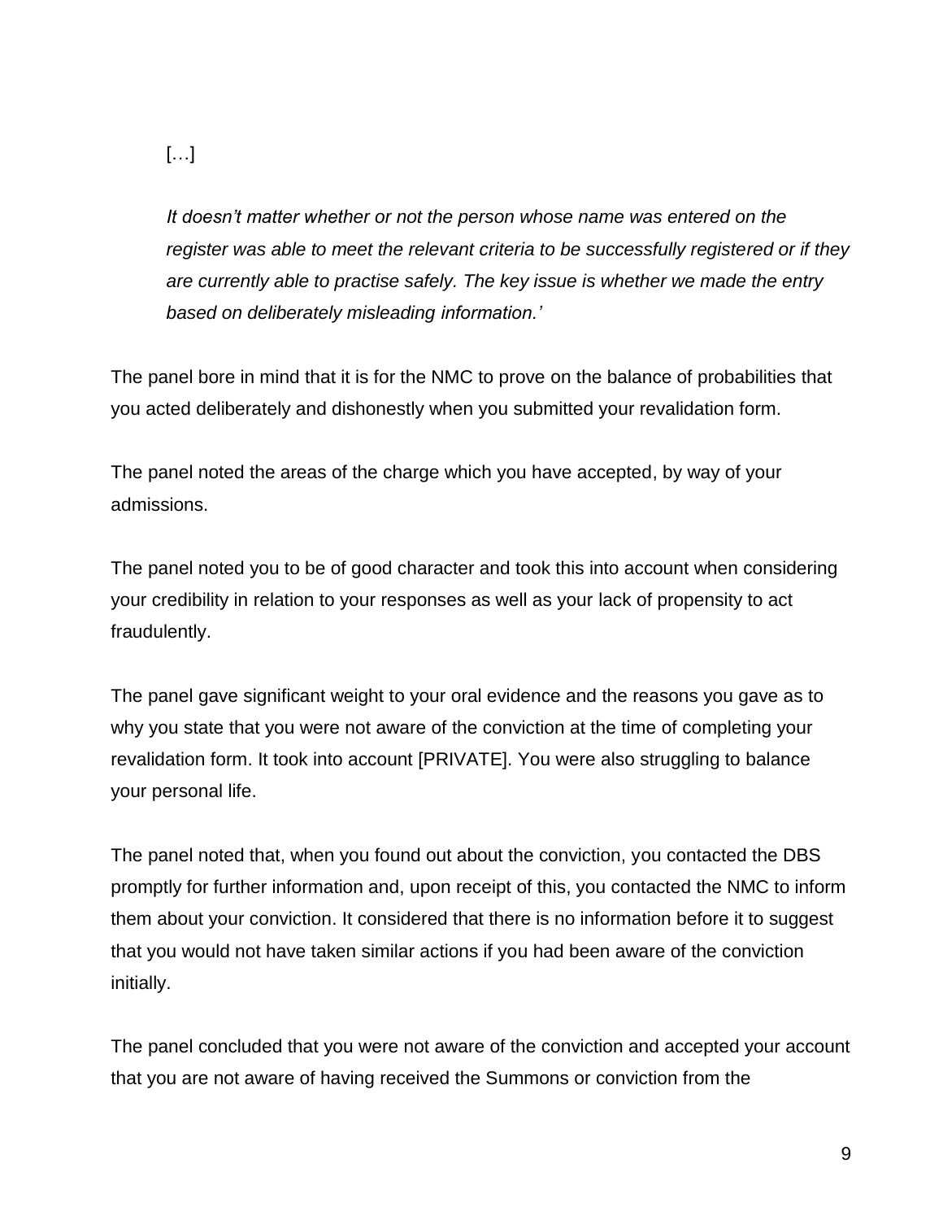[…]

*It doesn't matter whether or not the person whose name was entered on the register was able to meet the relevant criteria to be successfully registered or if they are currently able to practise safely. The key issue is whether we made the entry based on deliberately misleading information.'*

The panel bore in mind that it is for the NMC to prove on the balance of probabilities that you acted deliberately and dishonestly when you submitted your revalidation form.

The panel noted the areas of the charge which you have accepted, by way of your admissions.

The panel noted you to be of good character and took this into account when considering your credibility in relation to your responses as well as your lack of propensity to act fraudulently.

The panel gave significant weight to your oral evidence and the reasons you gave as to why you state that you were not aware of the conviction at the time of completing your revalidation form. It took into account [PRIVATE]. You were also struggling to balance your personal life.

The panel noted that, when you found out about the conviction, you contacted the DBS promptly for further information and, upon receipt of this, you contacted the NMC to inform them about your conviction. It considered that there is no information before it to suggest that you would not have taken similar actions if you had been aware of the conviction initially.

The panel concluded that you were not aware of the conviction and accepted your account that you are not aware of having received the Summons or conviction from the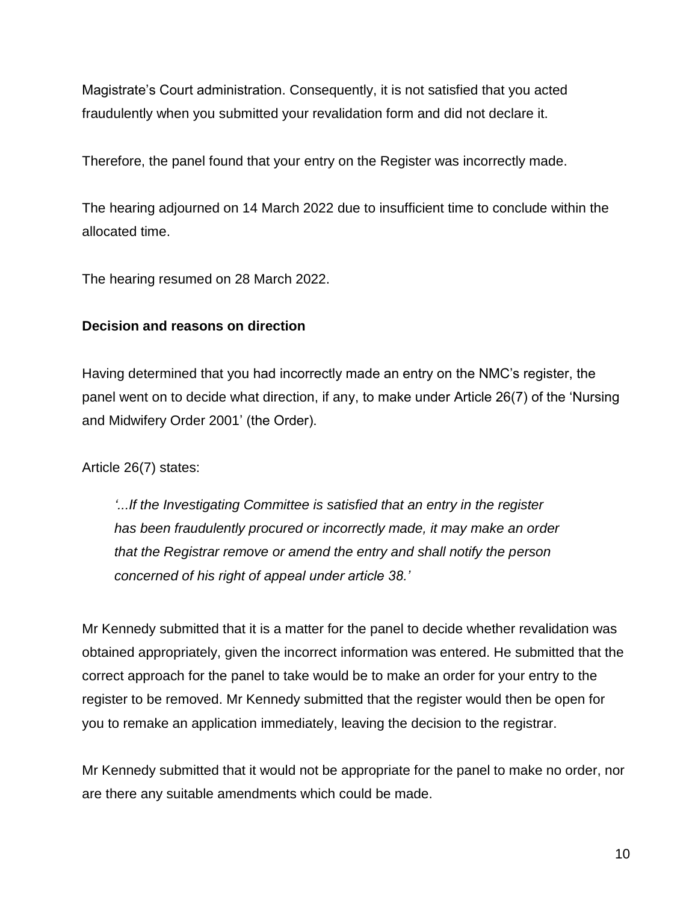Magistrate's Court administration. Consequently, it is not satisfied that you acted fraudulently when you submitted your revalidation form and did not declare it.

Therefore, the panel found that your entry on the Register was incorrectly made.

The hearing adjourned on 14 March 2022 due to insufficient time to conclude within the allocated time.

The hearing resumed on 28 March 2022.

**Decision and reasons on direction**

Having determined that you had incorrectly made an entry on the NMC's register, the panel went on to decide what direction, if any, to make under Article 26(7) of the 'Nursing and Midwifery Order 2001' (the Order).

Article 26(7) states:

> *'...If the Investigating Committee is satisfied that an entry in the register has been fraudulently procured or incorrectly made, it may make an order that the Registrar remove or amend the entry and shall notify the person concerned of his right of appeal under article 38.'*

Mr Kennedy submitted that it is a matter for the panel to decide whether revalidation was obtained appropriately, given the incorrect information was entered. He submitted that the correct approach for the panel to take would be to make an order for your entry to the register to be removed. Mr Kennedy submitted that the register would then be open for you to remake an application immediately, leaving the decision to the registrar.

Mr Kennedy submitted that it would not be appropriate for the panel to make no order, nor are there any suitable amendments which could be made.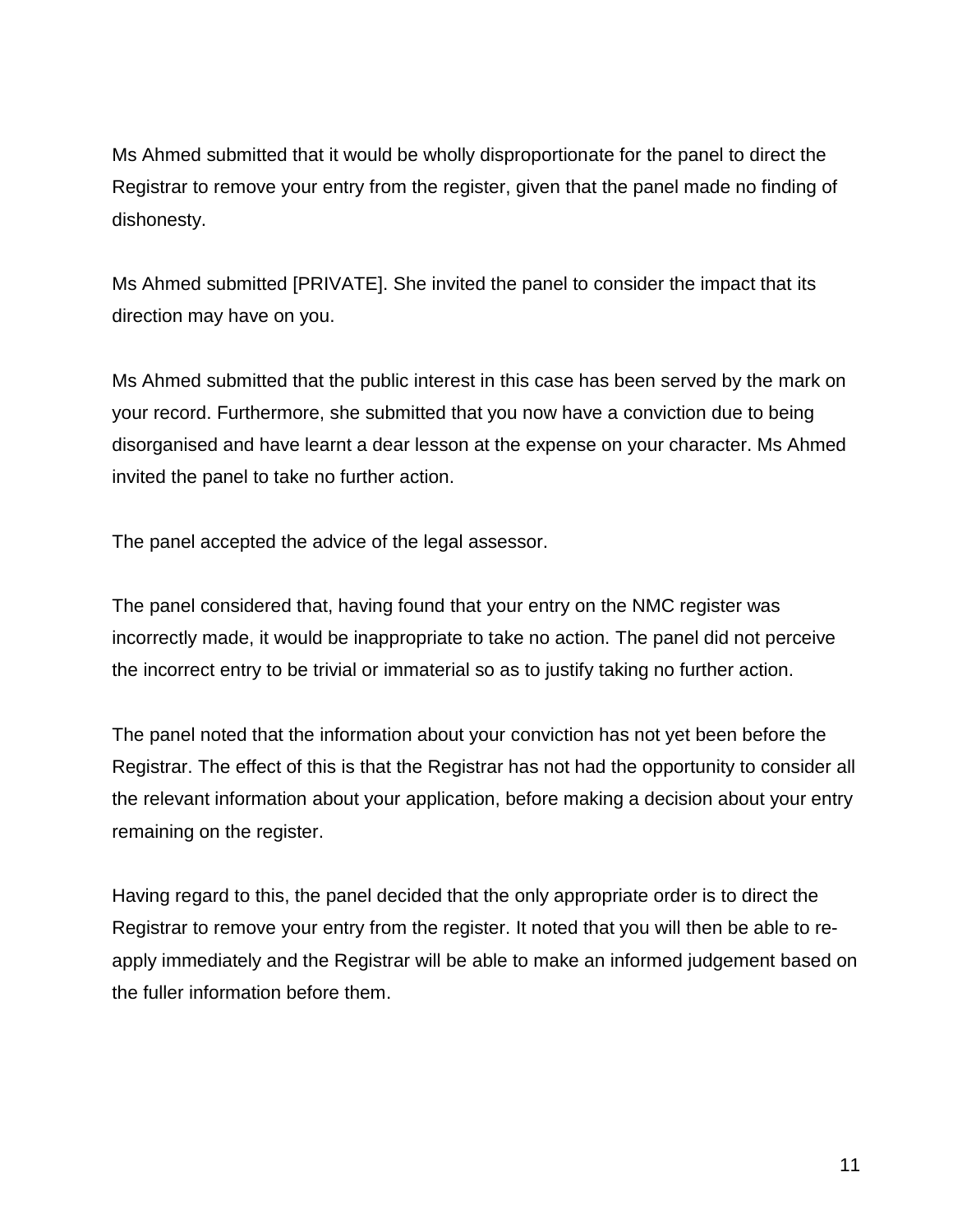Ms Ahmed submitted that it would be wholly disproportionate for the panel to direct the Registrar to remove your entry from the register, given that the panel made no finding of dishonesty.

Ms Ahmed submitted [PRIVATE]. She invited the panel to consider the impact that its direction may have on you.

Ms Ahmed submitted that the public interest in this case has been served by the mark on your record. Furthermore, she submitted that you now have a conviction due to being disorganised and have learnt a dear lesson at the expense on your character. Ms Ahmed invited the panel to take no further action.

The panel accepted the advice of the legal assessor.

The panel considered that, having found that your entry on the NMC register was incorrectly made, it would be inappropriate to take no action. The panel did not perceive the incorrect entry to be trivial or immaterial so as to justify taking no further action.

The panel noted that the information about your conviction has not yet been before the Registrar. The effect of this is that the Registrar has not had the opportunity to consider all the relevant information about your application, before making a decision about your entry remaining on the register.

Having regard to this, the panel decided that the only appropriate order is to direct the Registrar to remove your entry from the register. It noted that you will then be able to re-apply immediately and the Registrar will be able to make an informed judgement based on the fuller information before them.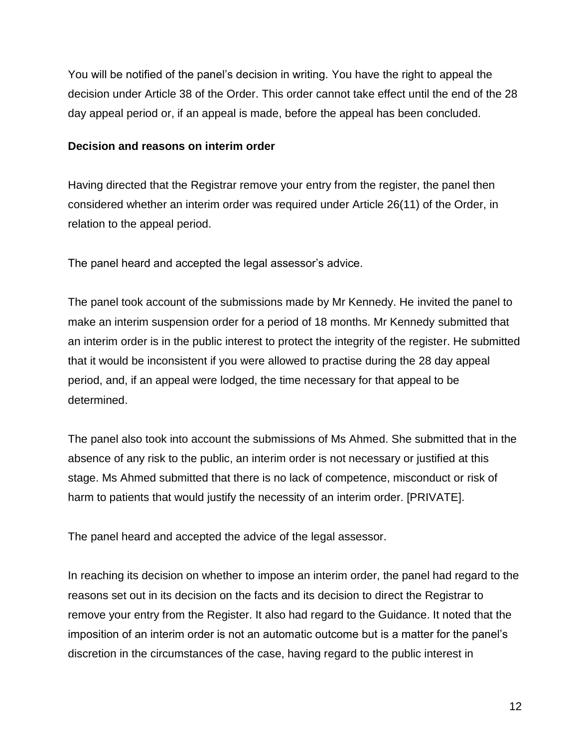You will be notified of the panel's decision in writing. You have the right to appeal the decision under Article 38 of the Order. This order cannot take effect until the end of the 28 day appeal period or, if an appeal is made, before the appeal has been concluded.

**Decision and reasons on interim order**

Having directed that the Registrar remove your entry from the register, the panel then considered whether an interim order was required under Article 26(11) of the Order, in relation to the appeal period.

The panel heard and accepted the legal assessor's advice.

The panel took account of the submissions made by Mr Kennedy. He invited the panel to make an interim suspension order for a period of 18 months. Mr Kennedy submitted that an interim order is in the public interest to protect the integrity of the register. He submitted that it would be inconsistent if you were allowed to practise during the 28 day appeal period, and, if an appeal were lodged, the time necessary for that appeal to be determined.

The panel also took into account the submissions of Ms Ahmed. She submitted that in the absence of any risk to the public, an interim order is not necessary or justified at this stage. Ms Ahmed submitted that there is no lack of competence, misconduct or risk of harm to patients that would justify the necessity of an interim order. [PRIVATE].

The panel heard and accepted the advice of the legal assessor.

In reaching its decision on whether to impose an interim order, the panel had regard to the reasons set out in its decision on the facts and its decision to direct the Registrar to remove your entry from the Register. It also had regard to the Guidance. It noted that the imposition of an interim order is not an automatic outcome but is a matter for the panel's discretion in the circumstances of the case, having regard to the public interest in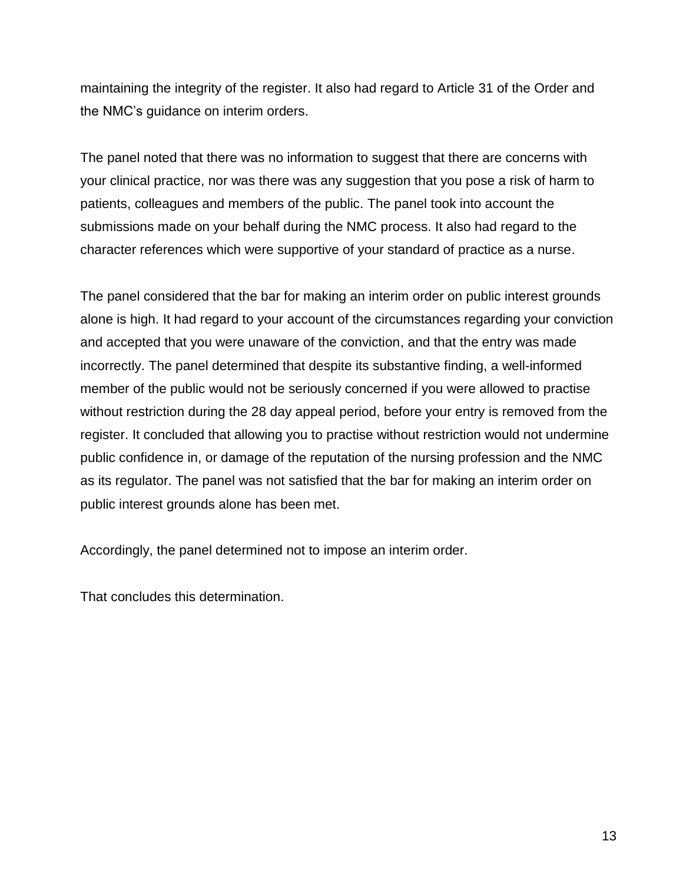maintaining the integrity of the register. It also had regard to Article 31 of the Order and the NMC's guidance on interim orders.

The panel noted that there was no information to suggest that there are concerns with your clinical practice, nor was there was any suggestion that you pose a risk of harm to patients, colleagues and members of the public. The panel took into account the submissions made on your behalf during the NMC process. It also had regard to the character references which were supportive of your standard of practice as a nurse.

The panel considered that the bar for making an interim order on public interest grounds alone is high. It had regard to your account of the circumstances regarding your conviction and accepted that you were unaware of the conviction, and that the entry was made incorrectly. The panel determined that despite its substantive finding, a well-informed member of the public would not be seriously concerned if you were allowed to practise without restriction during the 28 day appeal period, before your entry is removed from the register. It concluded that allowing you to practise without restriction would not undermine public confidence in, or damage of the reputation of the nursing profession and the NMC as its regulator. The panel was not satisfied that the bar for making an interim order on public interest grounds alone has been met.

Accordingly, the panel determined not to impose an interim order.

That concludes this determination.